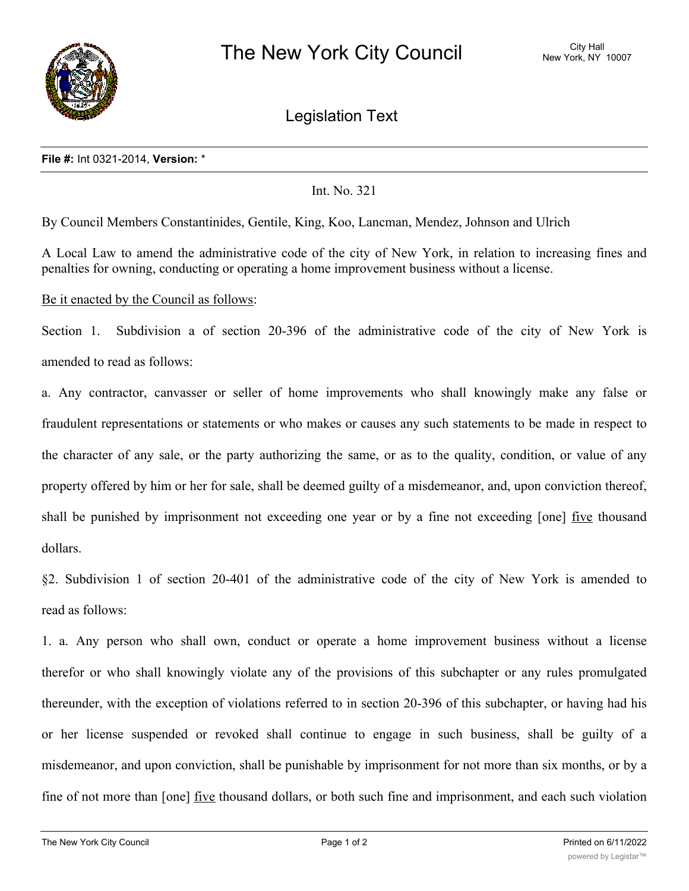# The New York City Council

City Hall
New York, NY 10007

## Legislation Text

**File #:** Int 0321-2014, **Version:** *

Int. No. 321

By Council Members Constantinides, Gentile, King, Koo, Lancman, Mendez, Johnson and Ulrich

A Local Law to amend the administrative code of the city of New York, in relation to increasing fines and penalties for owning, conducting or operating a home improvement business without a license.

Be it enacted by the Council as follows:

Section 1. Subdivision a of section 20-396 of the administrative code of the city of New York is amended to read as follows:

a. Any contractor, canvasser or seller of home improvements who shall knowingly make any false or fraudulent representations or statements or who makes or causes any such statements to be made in respect to the character of any sale, or the party authorizing the same, or as to the quality, condition, or value of any property offered by him or her for sale, shall be deemed guilty of a misdemeanor, and, upon conviction thereof, shall be punished by imprisonment not exceeding one year or by a fine not exceeding [one] five thousand dollars.

§2. Subdivision 1 of section 20-401 of the administrative code of the city of New York is amended to read as follows:

1. a. Any person who shall own, conduct or operate a home improvement business without a license therefor or who shall knowingly violate any of the provisions of this subchapter or any rules promulgated thereunder, with the exception of violations referred to in section 20-396 of this subchapter, or having had his or her license suspended or revoked shall continue to engage in such business, shall be guilty of a misdemeanor, and upon conviction, shall be punishable by imprisonment for not more than six months, or by a fine of not more than [one] five thousand dollars, or both such fine and imprisonment, and each such violation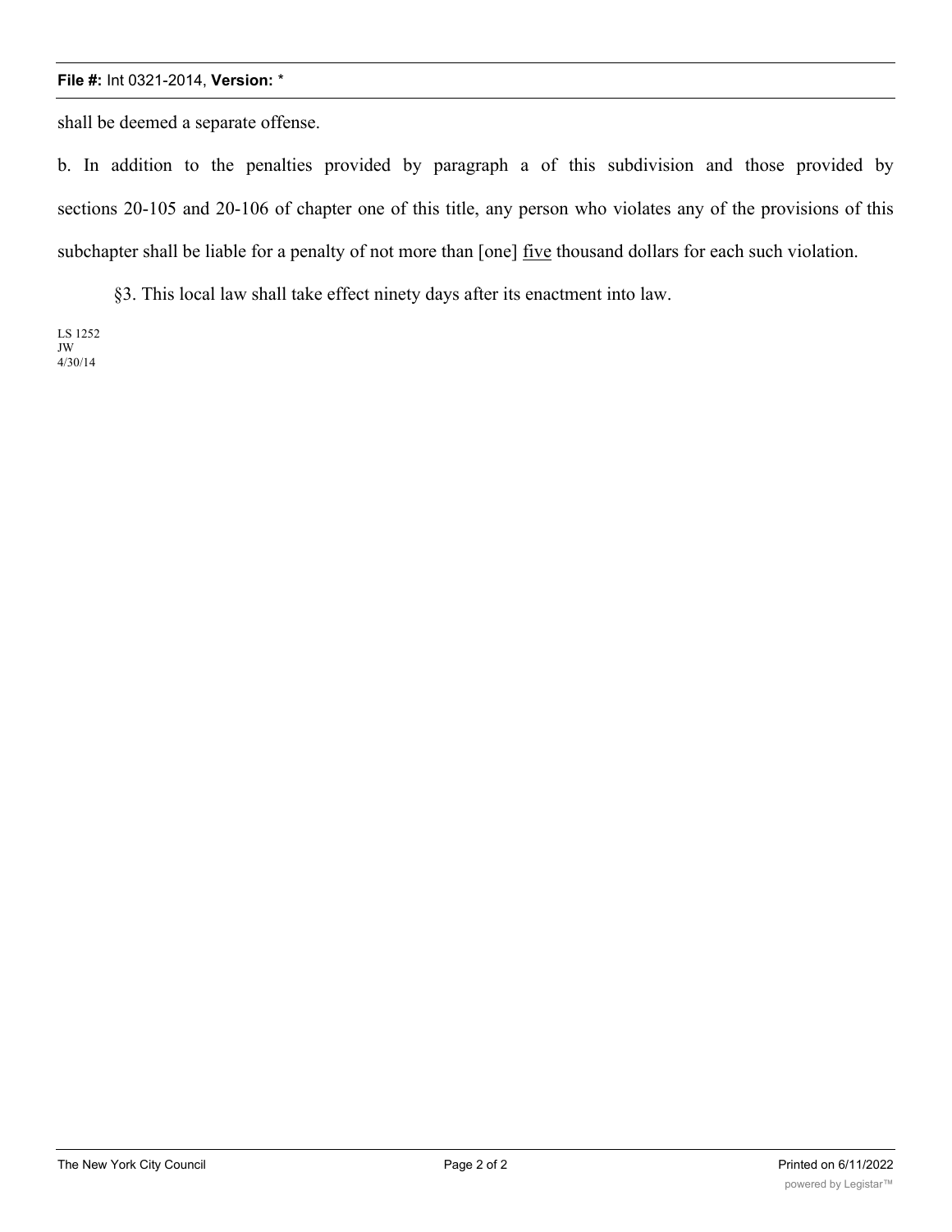shall be deemed a separate offense.

b. In addition to the penalties provided by paragraph a of this subdivision and those provided by sections 20-105 and 20-106 of chapter one of this title, any person who violates any of the provisions of this subchapter shall be liable for a penalty of not more than [one] <u>five</u> thousand dollars for each such violation.

§3. This local law shall take effect ninety days after its enactment into law.

LS 1252
JW
4/30/14